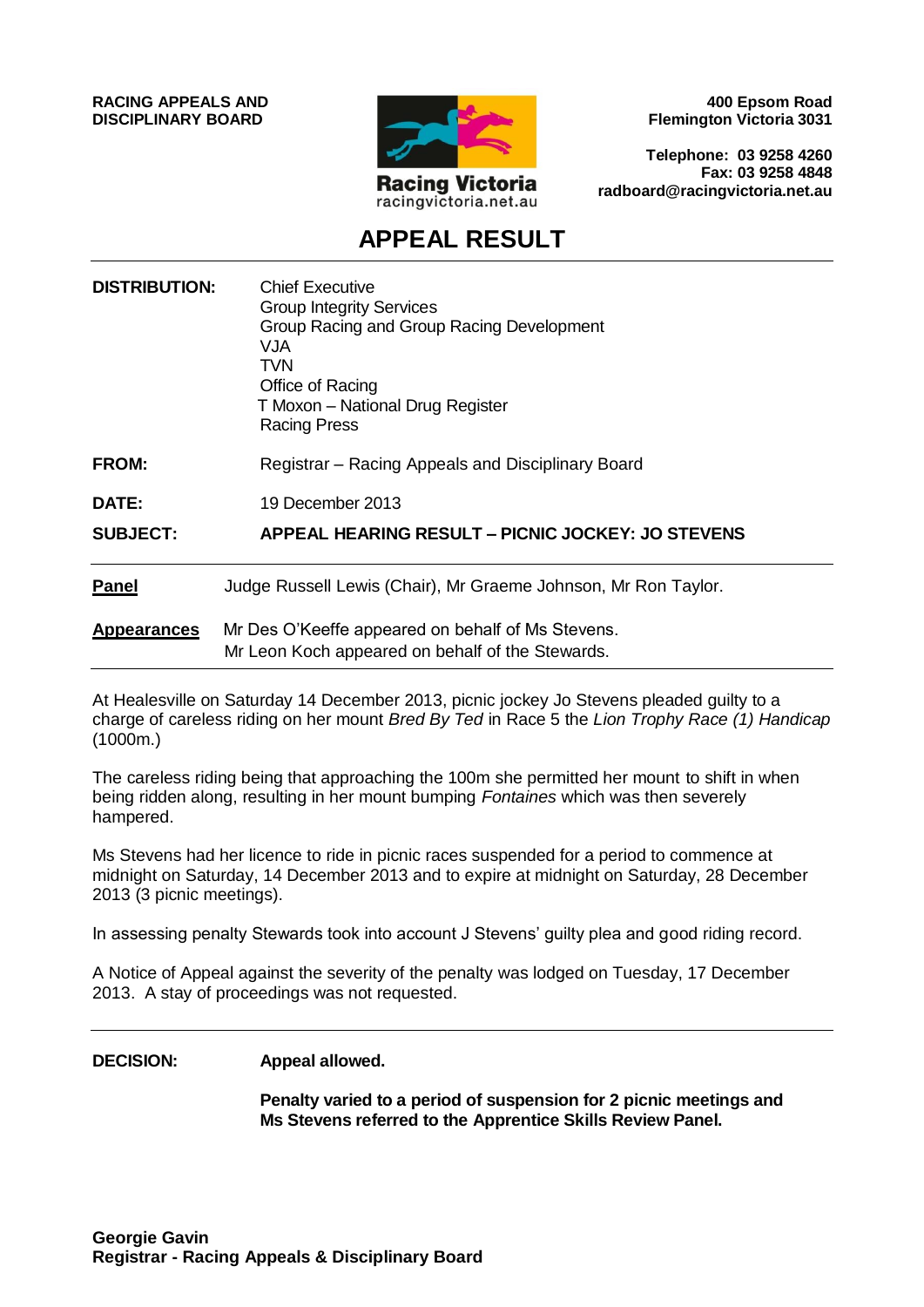**RACING APPEALS AND DISCIPLINARY BOARD**

Racing Victoria
racingvictoria.net.au

**400 Epsom Road**
**Flemington Victoria 3031**

**Telephone: 03 9258 4260**
**Fax: 03 9258 4848**
**radboard@racingvictoria.net.au**

# APPEAL RESULT

**DISTRIBUTION:** Chief Executive
Group Integrity Services
Group Racing and Group Racing Development
VJA
TVN
Office of Racing
T Moxon – National Drug Register
Racing Press

**FROM:** Registrar – Racing Appeals and Disciplinary Board

**DATE:** 19 December 2013

**SUBJECT:** **APPEAL HEARING RESULT – PICNIC JOCKEY: JO STEVENS**

**Panel** Judge Russell Lewis (Chair), Mr Graeme Johnson, Mr Ron Taylor.

**Appearances** Mr Des O'Keeffe appeared on behalf of Ms Stevens.
Mr Leon Koch appeared on behalf of the Stewards.

At Healesville on Saturday 14 December 2013, picnic jockey Jo Stevens pleaded guilty to a charge of careless riding on her mount *Bred By Ted* in Race 5 the *Lion Trophy Race (1) Handicap* (1000m.)

The careless riding being that approaching the 100m she permitted her mount to shift in when being ridden along, resulting in her mount bumping *Fontaines* which was then severely hampered.

Ms Stevens had her licence to ride in picnic races suspended for a period to commence at midnight on Saturday, 14 December 2013 and to expire at midnight on Saturday, 28 December 2013 (3 picnic meetings).

In assessing penalty Stewards took into account J Stevens' guilty plea and good riding record.

A Notice of Appeal against the severity of the penalty was lodged on Tuesday, 17 December 2013. A stay of proceedings was not requested.

**DECISION:** **Appeal allowed.**

**Penalty varied to a period of suspension for 2 picnic meetings and Ms Stevens referred to the Apprentice Skills Review Panel.**

**Georgie Gavin**
**Registrar - Racing Appeals & Disciplinary Board**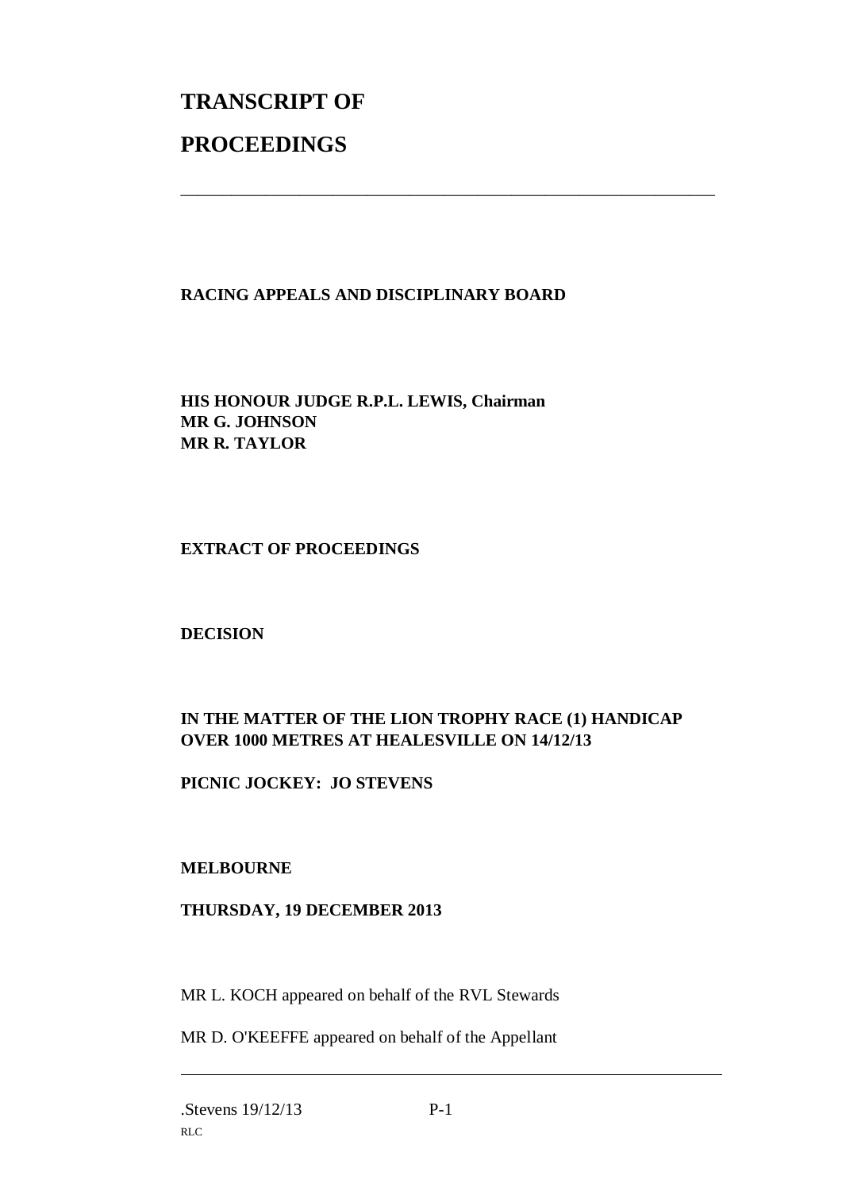# TRANSCRIPT OF

# PROCEEDINGS

---

**RACING APPEALS AND DISCIPLINARY BOARD**

**HIS HONOUR JUDGE R.P.L. LEWIS, Chairman**
**MR G. JOHNSON**
**MR R. TAYLOR**

**EXTRACT OF PROCEEDINGS**

**DECISION**

**IN THE MATTER OF THE LION TROPHY RACE (1) HANDICAP OVER 1000 METRES AT HEALESVILLE ON 14/12/13**

**PICNIC JOCKEY: JO STEVENS**

**MELBOURNE**

**THURSDAY, 19 DECEMBER 2013**

MR L. KOCH appeared on behalf of the RVL Stewards

MR D. O'KEEFFE appeared on behalf of the Appellant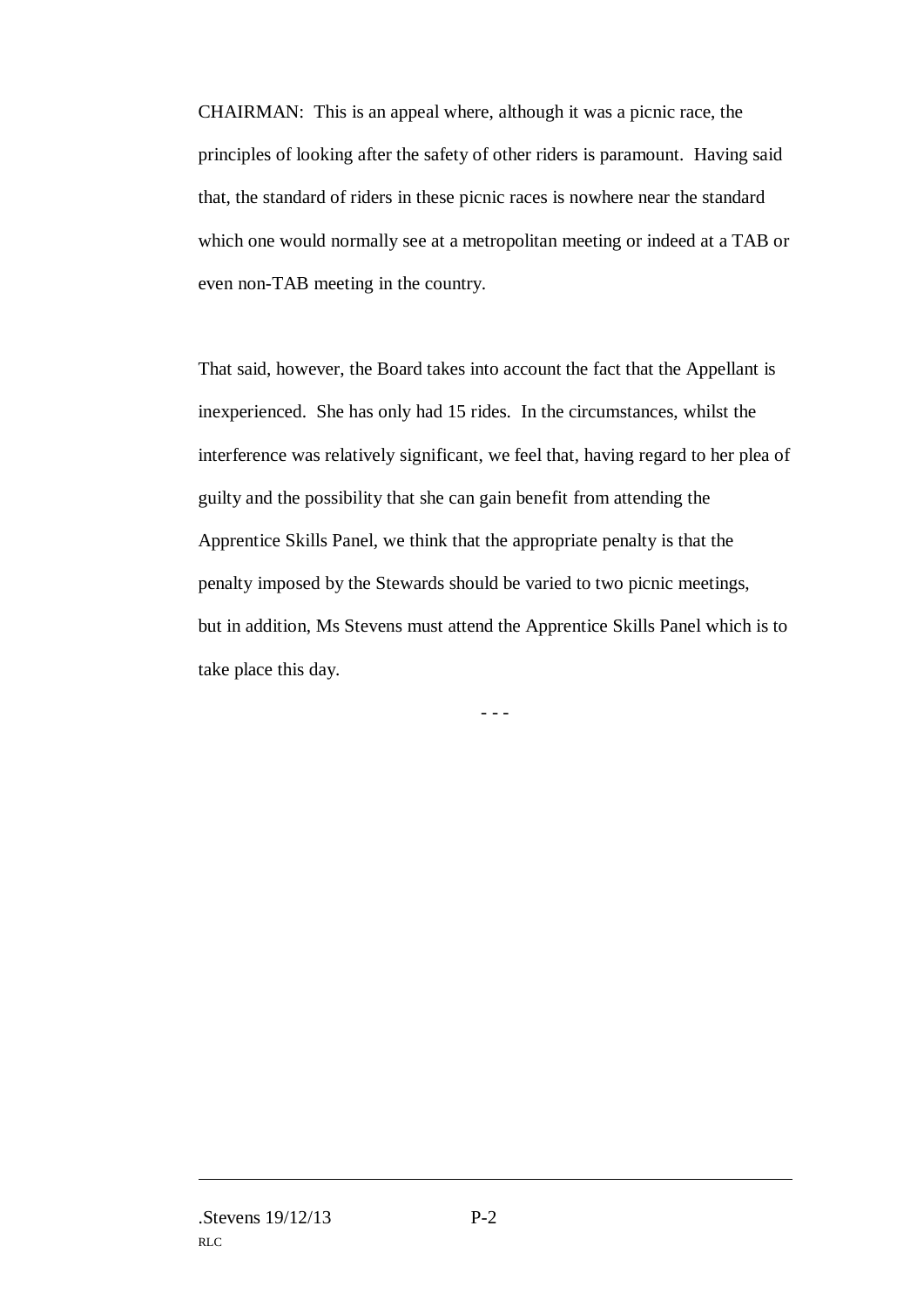CHAIRMAN: This is an appeal where, although it was a picnic race, the principles of looking after the safety of other riders is paramount. Having said that, the standard of riders in these picnic races is nowhere near the standard which one would normally see at a metropolitan meeting or indeed at a TAB or even non-TAB meeting in the country.

That said, however, the Board takes into account the fact that the Appellant is inexperienced. She has only had 15 rides. In the circumstances, whilst the interference was relatively significant, we feel that, having regard to her plea of guilty and the possibility that she can gain benefit from attending the Apprentice Skills Panel, we think that the appropriate penalty is that the penalty imposed by the Stewards should be varied to two picnic meetings, but in addition, Ms Stevens must attend the Apprentice Skills Panel which is to take place this day.

- - -